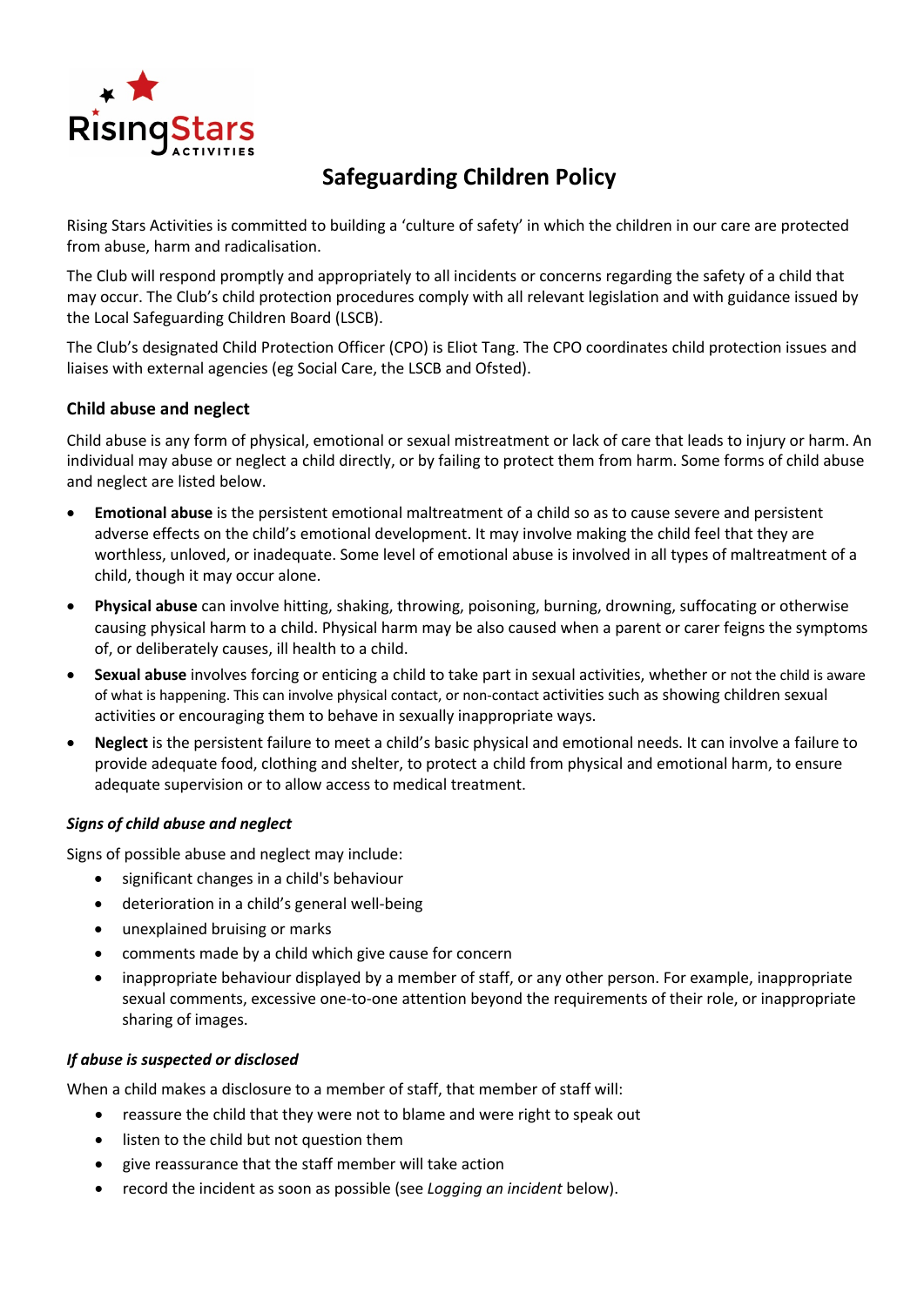# Safeguarding Children Policy

Rising Stars Activities is committed to building a 'culture of safety' in which the children in our care are protected from abuse, harm and radicalisation.

The Club will respond promptly and appropriately to all incidents or concerns regarding the safety of a child that may occur. The Club's child protection procedures comply with all relevant legislation and with guidance issued by the Local Safeguarding Children Board (LSCB).

The Club's designated Child Protection Officer (CPO) is Eliot Tang. The CPO coordinates child protection issues and liaises with external agencies (eg Social Care, the LSCB and Ofsted).

## Child abuse and neglect

Child abuse is any form of physical, emotional or sexual mistreatment or lack of care that leads to injury or harm. An individual may abuse or neglect a child directly, or by failing to protect them from harm. Some forms of child abuse and neglect are listed below.

- **Emotional abuse** is the persistent emotional maltreatment of a child so as to cause severe and persistent adverse effects on the child's emotional development. It may involve making the child feel that they are worthless, unloved, or inadequate. Some level of emotional abuse is involved in all types of maltreatment of a child, though it may occur alone.
- **Physical abuse** can involve hitting, shaking, throwing, poisoning, burning, drowning, suffocating or otherwise causing physical harm to a child. Physical harm may be also caused when a parent or carer feigns the symptoms of, or deliberately causes, ill health to a child.
- **Sexual abuse** involves forcing or enticing a child to take part in sexual activities, whether or not the child is aware of what is happening. This can involve physical contact, or non-contact activities such as showing children sexual activities or encouraging them to behave in sexually inappropriate ways.
- **Neglect** is the persistent failure to meet a child's basic physical and emotional needs. It can involve a failure to provide adequate food, clothing and shelter, to protect a child from physical and emotional harm, to ensure adequate supervision or to allow access to medical treatment.

### *Signs of child abuse and neglect*

Signs of possible abuse and neglect may include:

- significant changes in a child's behaviour
- deterioration in a child's general well-being
- unexplained bruising or marks
- comments made by a child which give cause for concern
- inappropriate behaviour displayed by a member of staff, or any other person. For example, inappropriate sexual comments, excessive one-to-one attention beyond the requirements of their role, or inappropriate sharing of images.

### *If abuse is suspected or disclosed*

When a child makes a disclosure to a member of staff, that member of staff will:

- reassure the child that they were not to blame and were right to speak out
- listen to the child but not question them
- give reassurance that the staff member will take action
- record the incident as soon as possible (see *Logging an incident* below).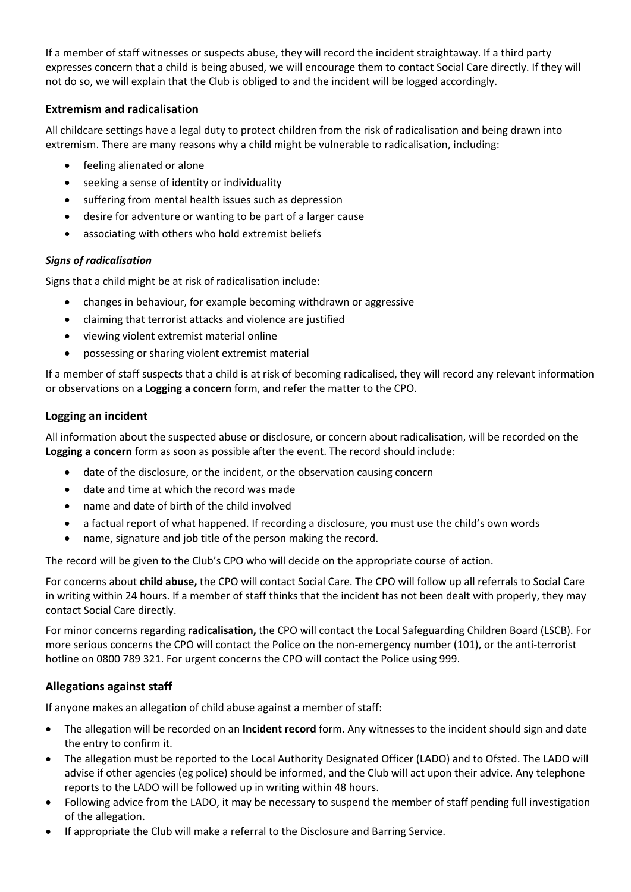If a member of staff witnesses or suspects abuse, they will record the incident straightaway. If a third party expresses concern that a child is being abused, we will encourage them to contact Social Care directly. If they will not do so, we will explain that the Club is obliged to and the incident will be logged accordingly.

### Extremism and radicalisation

All childcare settings have a legal duty to protect children from the risk of radicalisation and being drawn into extremism. There are many reasons why a child might be vulnerable to radicalisation, including:

- feeling alienated or alone
- seeking a sense of identity or individuality
- suffering from mental health issues such as depression
- desire for adventure or wanting to be part of a larger cause
- associating with others who hold extremist beliefs

#### *Signs of radicalisation*

Signs that a child might be at risk of radicalisation include:

- changes in behaviour, for example becoming withdrawn or aggressive
- claiming that terrorist attacks and violence are justified
- viewing violent extremist material online
- possessing or sharing violent extremist material

If a member of staff suspects that a child is at risk of becoming radicalised, they will record any relevant information or observations on a **Logging a concern** form, and refer the matter to the CPO.

### Logging an incident

All information about the suspected abuse or disclosure, or concern about radicalisation, will be recorded on the **Logging a concern** form as soon as possible after the event. The record should include:

- date of the disclosure, or the incident, or the observation causing concern
- date and time at which the record was made
- name and date of birth of the child involved
- a factual report of what happened. If recording a disclosure, you must use the child's own words
- name, signature and job title of the person making the record.

The record will be given to the Club's CPO who will decide on the appropriate course of action.

For concerns about **child abuse,** the CPO will contact Social Care. The CPO will follow up all referrals to Social Care in writing within 24 hours. If a member of staff thinks that the incident has not been dealt with properly, they may contact Social Care directly.

For minor concerns regarding **radicalisation,** the CPO will contact the Local Safeguarding Children Board (LSCB). For more serious concerns the CPO will contact the Police on the non-emergency number (101), or the anti-terrorist hotline on 0800 789 321. For urgent concerns the CPO will contact the Police using 999.

### Allegations against staff

If anyone makes an allegation of child abuse against a member of staff:

- The allegation will be recorded on an **Incident record** form. Any witnesses to the incident should sign and date the entry to confirm it.
- The allegation must be reported to the Local Authority Designated Officer (LADO) and to Ofsted. The LADO will advise if other agencies (eg police) should be informed, and the Club will act upon their advice. Any telephone reports to the LADO will be followed up in writing within 48 hours.
- Following advice from the LADO, it may be necessary to suspend the member of staff pending full investigation of the allegation.
- If appropriate the Club will make a referral to the Disclosure and Barring Service.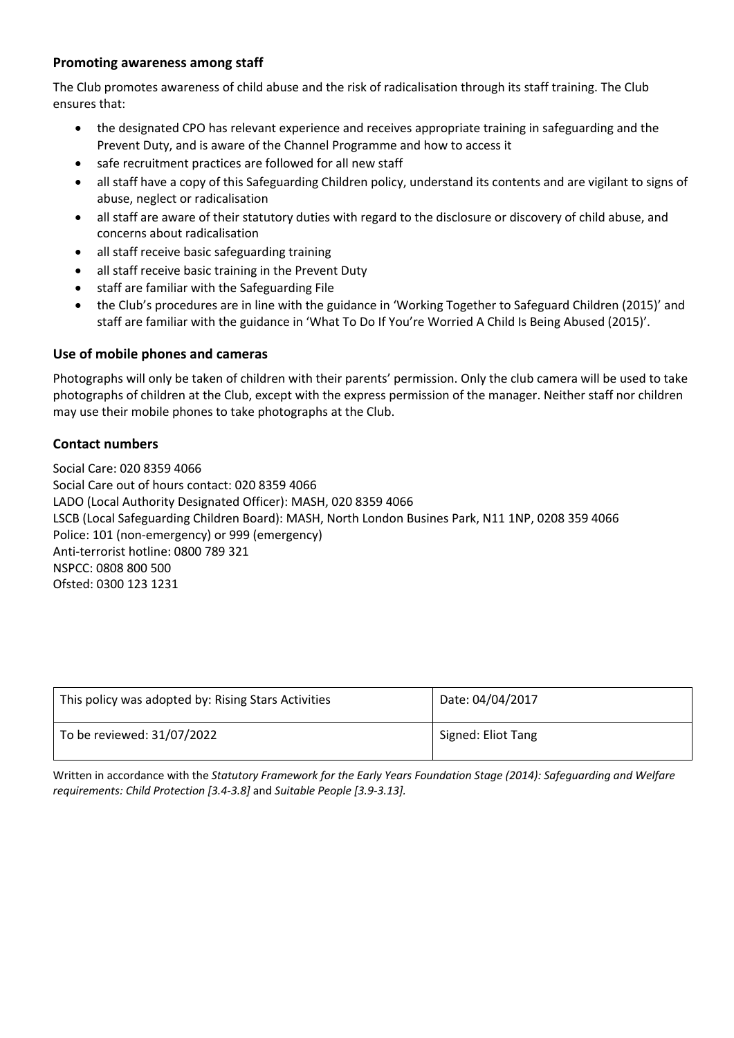### Promoting awareness among staff

The Club promotes awareness of child abuse and the risk of radicalisation through its staff training. The Club ensures that:

- the designated CPO has relevant experience and receives appropriate training in safeguarding and the Prevent Duty, and is aware of the Channel Programme and how to access it
- safe recruitment practices are followed for all new staff
- all staff have a copy of this Safeguarding Children policy, understand its contents and are vigilant to signs of abuse, neglect or radicalisation
- all staff are aware of their statutory duties with regard to the disclosure or discovery of child abuse, and concerns about radicalisation
- all staff receive basic safeguarding training
- all staff receive basic training in the Prevent Duty
- staff are familiar with the Safeguarding File
- the Club's procedures are in line with the guidance in 'Working Together to Safeguard Children (2015)' and staff are familiar with the guidance in 'What To Do If You're Worried A Child Is Being Abused (2015)'.

### Use of mobile phones and cameras

Photographs will only be taken of children with their parents' permission. Only the club camera will be used to take photographs of children at the Club, except with the express permission of the manager. Neither staff nor children may use their mobile phones to take photographs at the Club.

### Contact numbers

Social Care: 020 8359 4066
Social Care out of hours contact: 020 8359 4066
LADO (Local Authority Designated Officer): MASH, 020 8359 4066
LSCB (Local Safeguarding Children Board): MASH, North London Busines Park, N11 1NP, 0208 359 4066
Police: 101 (non-emergency) or 999 (emergency)
Anti-terrorist hotline: 0800 789 321
NSPCC: 0808 800 500
Ofsted: 0300 123 1231

| | |
|---|---|
| This policy was adopted by: Rising Stars Activities | Date: 04/04/2017 |
| To be reviewed: 31/07/2022 | Signed: Eliot Tang |

Written in accordance with the *Statutory Framework for the Early Years Foundation Stage (2014): Safeguarding and Welfare requirements: Child Protection [3.4-3.8]* and *Suitable People [3.9-3.13].*